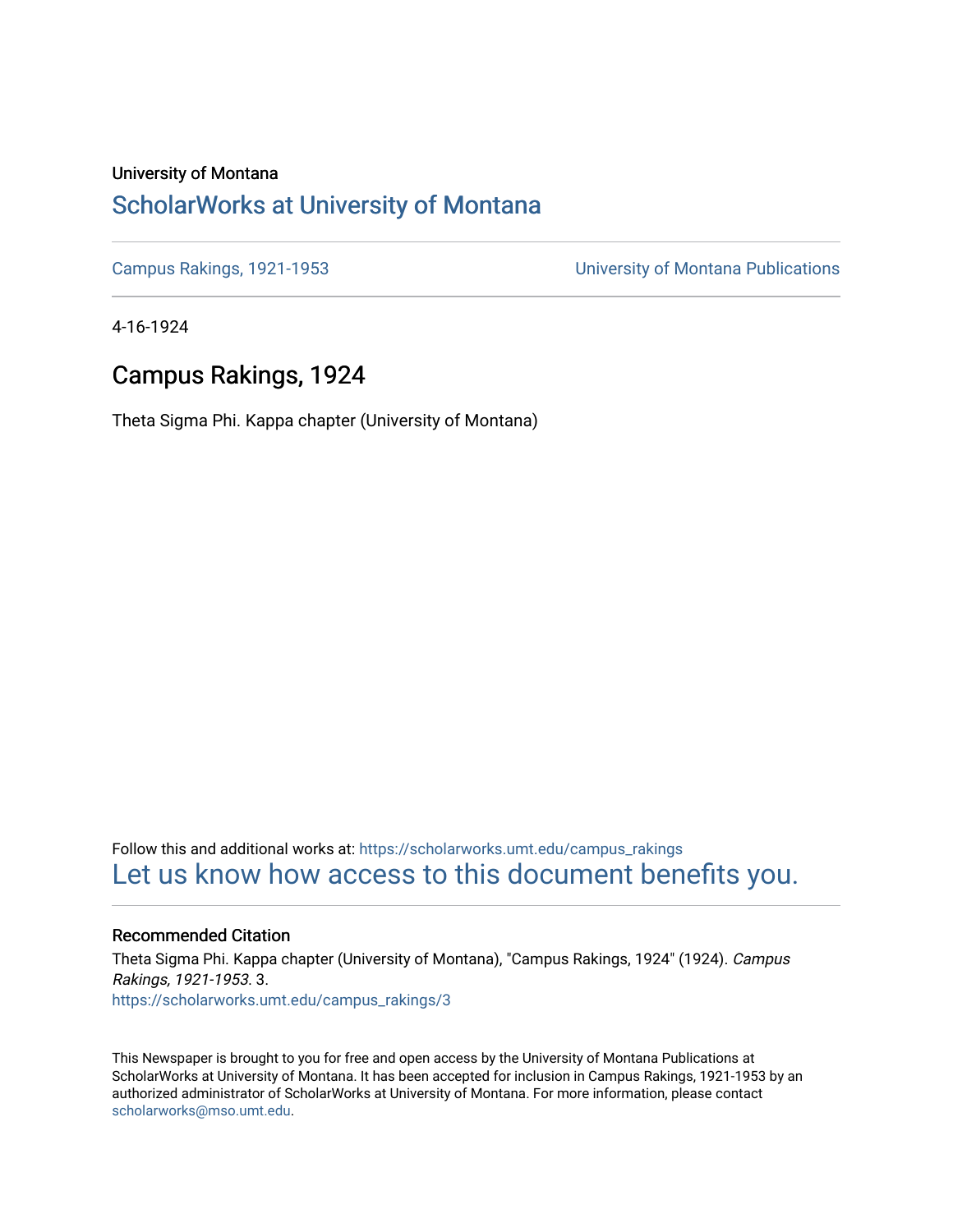University of Montana

# ScholarWorks at University of Montana

Campus Rakings, 1921-1953 | University of Montana Publications

4-16-1924

## Campus Rakings, 1924

Theta Sigma Phi. Kappa chapter (University of Montana)

Follow this and additional works at: https://scholarworks.umt.edu/campus_rakings

Let us know how access to this document benefits you.

### Recommended Citation

Theta Sigma Phi. Kappa chapter (University of Montana), "Campus Rakings, 1924" (1924). *Campus Rakings, 1921-1953*. 3.
https://scholarworks.umt.edu/campus_rakings/3

This Newspaper is brought to you for free and open access by the University of Montana Publications at ScholarWorks at University of Montana. It has been accepted for inclusion in Campus Rakings, 1921-1953 by an authorized administrator of ScholarWorks at University of Montana. For more information, please contact scholarworks@mso.umt.edu.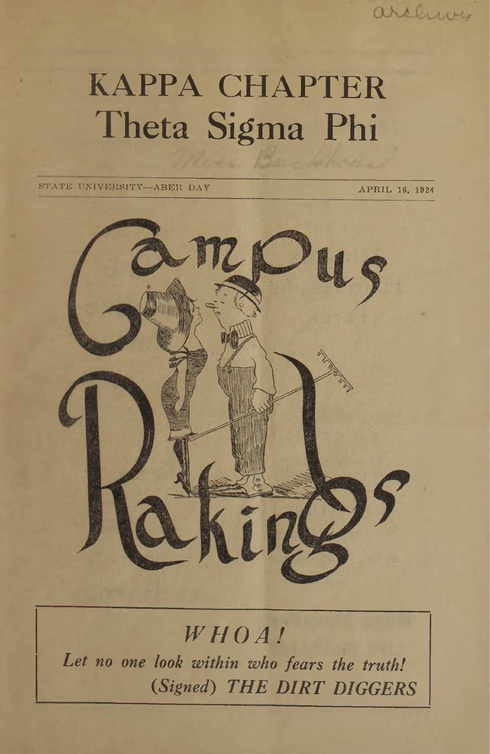archives

# KAPPA CHAPTER
# Theta Sigma Phi

Miss Backhouse

STATE UNIVERSITY—ABER DAY APRIL 16, 1924

# Campus Rakings

*WHOA!*

*Let no one look within who fears the truth!*

*(Signed) THE DIRT DIGGERS*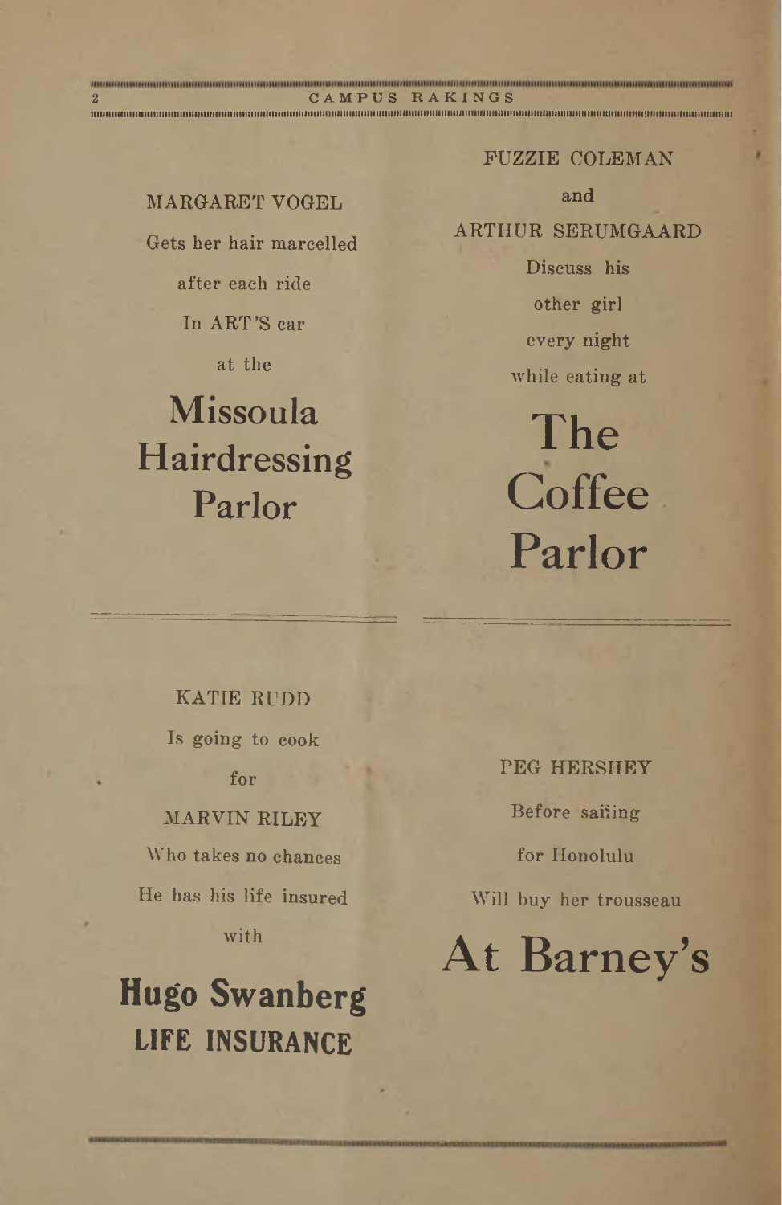MARGARET VOGEL

Gets her hair marcelled

after each ride

In ART'S car

at the

## Missoula Hairdressing Parlor

---

FUZZIE COLEMAN

and

ARTHUR SERUMGAARD

Discuss his

other girl

every night

while eating at

## The Coffee Parlor

---

KATIE RUDD

Is going to cook

for

MARVIN RILEY

Who takes no chances

He has his life insured

with

## Hugo Swanberg

**LIFE INSURANCE**

---

PEG HERSHEY

Before sailing

for Honolulu

Will buy her trousseau

## At Barney's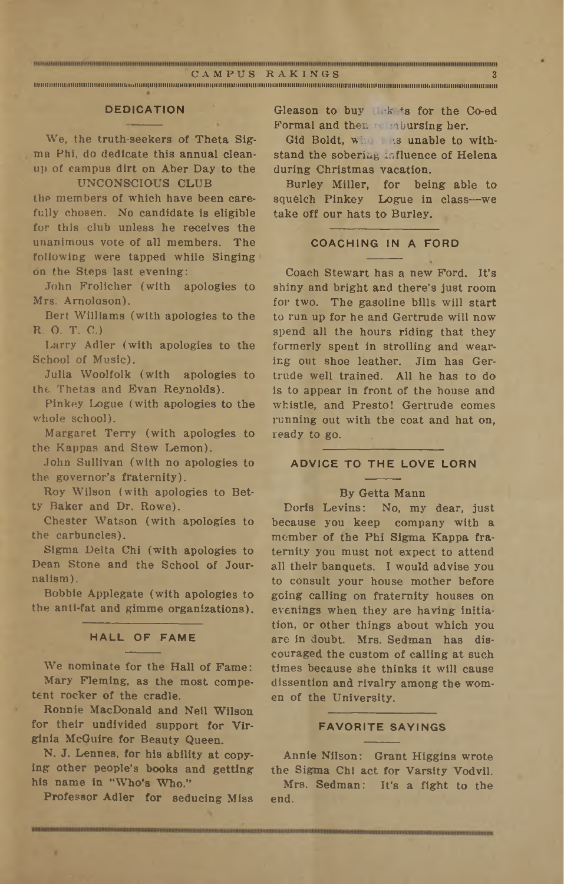## DEDICATION

We, the truth-seekers of Theta Sigma Phi, do dedicate this annual clean-up of campus dirt on Aber Day to the

UNCONSCIOUS CLUB

the members of which have been carefully chosen. No candidate is eligible for this club unless he receives the unanimous vote of all members. The following were tapped while Singing on the Steps last evening:

John Frolicher (with apologies to Mrs. Arnoldson).

Bert Williams (with apologies to the R. O. T. C.)

Larry Adler (with apologies to the School of Music).

Julia Woolfolk (with apologies to the Thetas and Evan Reynolds).

Pinkey Logue (with apologies to the whole school).

Margaret Terry (with apologies to the Kappas and Stew Lemon).

John Sullivan (with no apologies to the governor's fraternity).

Roy Wilson (with apologies to Betty Baker and Dr. Rowe).

Chester Watson (with apologies to the carbuncles).

Sigma Delta Chi (with apologies to Dean Stone and the School of Journalism).

Bobbie Applegate (with apologies to the anti-fat and gimme organizations).

## HALL OF FAME

We nominate for the Hall of Fame:

Mary Fleming, as the most competent rocker of the cradle.

Ronnie MacDonald and Neil Wilson for their undivided support for Virginia McGuire for Beauty Queen.

N. J. Lennes, for his ability at copying other people's books and getting his name in "Who's Who."

Professor Adler for seducing Miss Gleason to buy tickets for the Co-ed Formal and then reimbursing her.

Gid Boldt, who was unable to withstand the sobering influence of Helena during Christmas vacation.

Burley Miller, for being able to squelch Pinkey Logue in class—we take off our hats to Burley.

## COACHING IN A FORD

Coach Stewart has a new Ford. It's shiny and bright and there's just room for two. The gasoline bills will start to run up for he and Gertrude will now spend all the hours riding that they formerly spent in strolling and wearing out shoe leather. Jim has Gertrude well trained. All he has to do is to appear in front of the house and whistle, and Presto! Gertrude comes running out with the coat and hat on, ready to go.

## ADVICE TO THE LOVE LORN

By Getta Mann

Doris Levins: No, my dear, just because you keep company with a member of the Phi Sigma Kappa fraternity you must not expect to attend all their banquets. I would advise you to consult your house mother before going calling on fraternity houses on evenings when they are having initiation, or other things about which you are in doubt. Mrs. Sedman has discouraged the custom of calling at such times because she thinks it will cause dissention and rivalry among the women of the University.

## FAVORITE SAYINGS

Annie Nilson: Grant Higgins wrote the Sigma Chi act for Varsity Vodvil.

Mrs. Sedman: It's a fight to the end.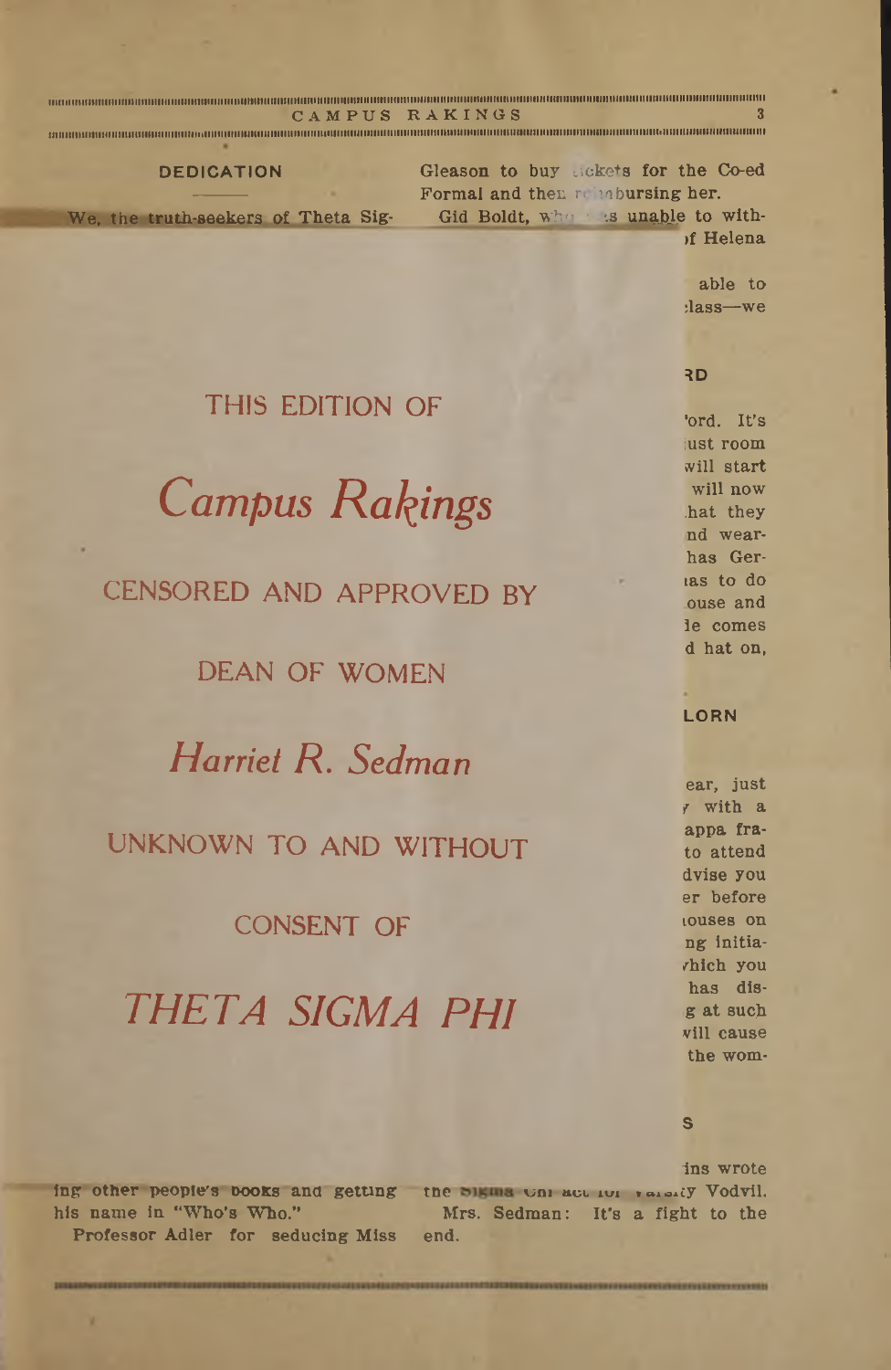## DEDICATION

We, the truth-seekers of Theta Sig-

Gleason to buy tickets for the Co-ed Formal and then reimbursing her.

Gid Boldt, wh... ...s unable to with- ...f Helena

... able to ...lass—we

...RD

...ord. It's ...ust room ...will start ...will now ...hat they ...nd wear- ...has Ger- ...as to do ...ouse and ...le comes ...d hat on,

...LORN

...ear, just ...with a ...appa fra- ...to attend ...dvise you ...er before ...ouses on ...ng initia- ...which you ...has dis- ...g at such ...will cause ...the wom-

...S

...ins wrote

THIS EDITION OF

*Campus Rakings*

CENSORED AND APPROVED BY

DEAN OF WOMEN

*Harriet R. Sedman*

UNKNOWN TO AND WITHOUT

CONSENT OF

*THETA SIGMA PHI*

ing other people's books and getting his name in "Who's Who."

Professor Adler for seducing Miss

the Sigma Chi act for Varsity Vodvil.

Mrs. Sedman: It's a fight to the end.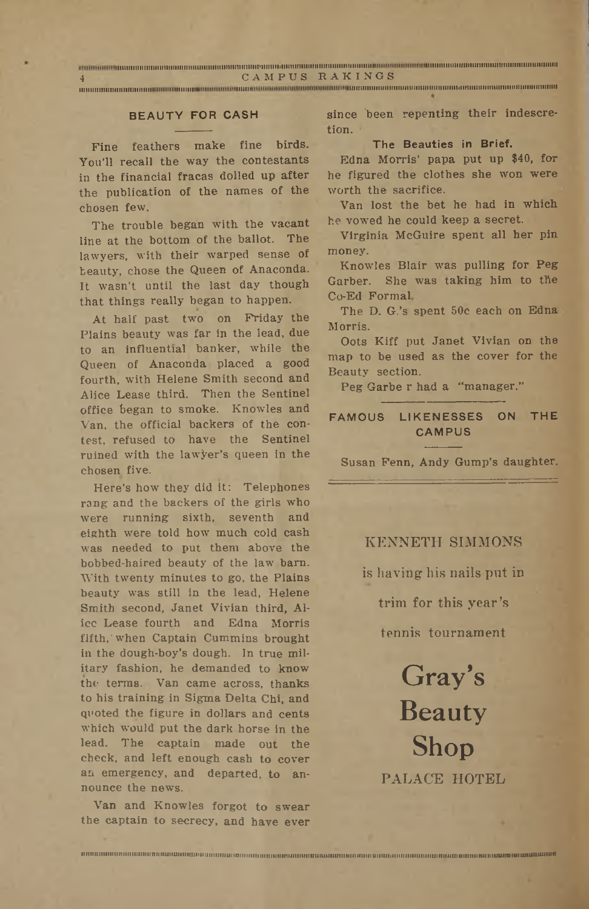## BEAUTY FOR CASH

Fine feathers make fine birds. You'll recall the way the contestants in the financial fracas dolled up after the publication of the names of the chosen few.

The trouble began with the vacant line at the bottom of the ballot. The lawyers, with their warped sense of beauty, chose the Queen of Anaconda. It wasn't until the last day though that things really began to happen.

At half past two on Friday the Plains beauty was far in the lead, due to an influential banker, while the Queen of Anaconda placed a good fourth, with Helene Smith second and Alice Lease third. Then the Sentinel office began to smoke. Knowles and Van, the official backers of the contest, refused to have the Sentinel ruined with the lawyer's queen in the chosen five.

Here's how they did it: Telephones rang and the backers of the girls who were running sixth, seventh and eighth were told how much cold cash was needed to put them above the bobbed-haired beauty of the law barn. With twenty minutes to go, the Plains beauty was still in the lead, Helene Smith second, Janet Vivian third, Alice Lease fourth and Edna Morris fifth, when Captain Cummins brought in the dough-boy's dough. In true military fashion, he demanded to know the terms. Van came across, thanks to his training in Sigma Delta Chi, and quoted the figure in dollars and cents which would put the dark horse in the lead. The captain made out the check, and left enough cash to cover an emergency, and departed, to announce the news.

Van and Knowles forgot to swear the captain to secrecy, and have ever since been repenting their indescretion.

### The Beauties in Brief.

Edna Morris' papa put up $40, for he figured the clothes she won were worth the sacrifice.

Van lost the bet he had in which he vowed he could keep a secret.

Virginia McGuire spent all her pin money.

Knowles Blair was pulling for Peg Garber. She was taking him to the Co-Ed Formal.

The D. G.'s spent 50c each on Edna Morris.

Oots Kiff put Janet Vivian on the map to be used as the cover for the Beauty section.

Peg Garbe r had a "manager."

## FAMOUS LIKENESSES ON THE CAMPUS

Susan Fenn, Andy Gump's daughter.

---

KENNETH SIMMONS

is having his nails put in

trim for this year's

tennis tournament

# Gray's Beauty Shop

PALACE HOTEL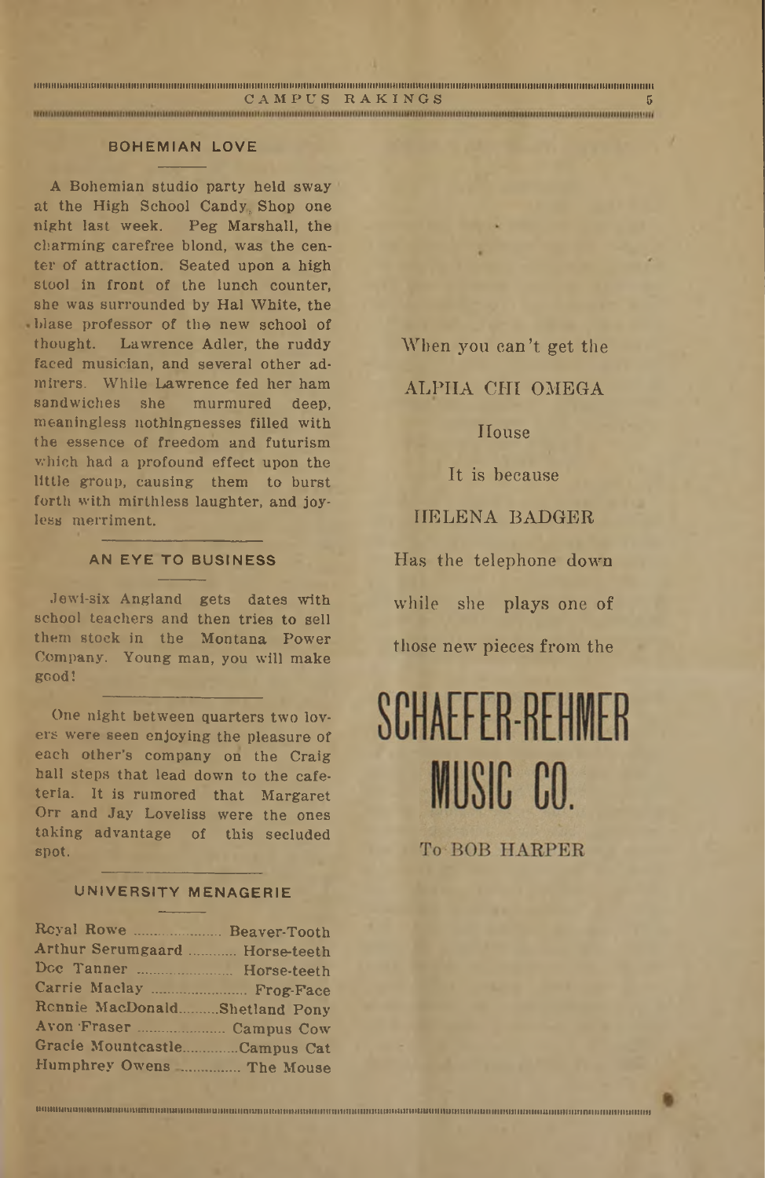## BOHEMIAN LOVE

A Bohemian studio party held sway at the High School Candy Shop one night last week. Peg Marshall, the charming carefree blond, was the center of attraction. Seated upon a high stool in front of the lunch counter, she was surrounded by Hal White, the blase professor of the new school of thought. Lawrence Adler, the ruddy faced musician, and several other admirers. While Lawrence fed her ham sandwiches she murmured deep, meaningless nothingnesses filled with the essence of freedom and futurism which had a profound effect upon the little group, causing them to burst forth with mirthless laughter, and joyless merriment.

## AN EYE TO BUSINESS

Jewi-six Angland gets dates with school teachers and then tries to sell them stock in the Montana Power Company. Young man, you will make good!

---

One night between quarters two lovers were seen enjoying the pleasure of each other's company on the Craig hall steps that lead down to the cafeteria. It is rumored that Margaret Orr and Jay Loveliss were the ones taking advantage of this secluded spot.

## UNIVERSITY MENAGERIE

| | |
|---|---|
| Royal Rowe | Beaver-Tooth |
| Arthur Serumgaard | Horse-teeth |
| Doc Tanner | Horse-teeth |
| Carrie Maclay | Frog-Face |
| Ronnie MacDonald | Shetland Pony |
| Avon Fraser | Campus Cow |
| Gracie Mountcastle | Campus Cat |
| Humphrey Owens | The Mouse |

When you can't get the

ALPHA CHI OMEGA

House

It is because

HELENA BADGER

Has the telephone down

while she plays one of

those new pieces from the

# SCHAEFER-REHMER MUSIC CO.

To BOB HARPER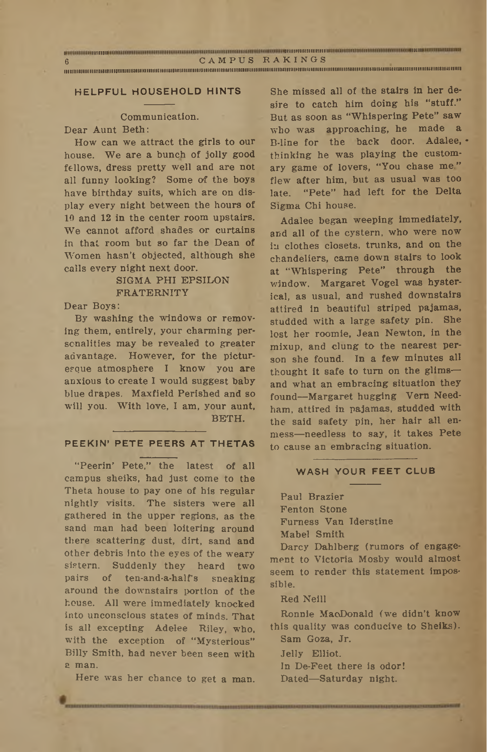## HELPFUL HOUSEHOLD HINTS

Communication.

Dear Aunt Beth:

How can we attract the girls to our house. We are a bunch of jolly good fellows, dress pretty well and are not all funny looking? Some of the boys have birthday suits, which are on display every night between the hours of 10 and 12 in the center room upstairs. We cannot afford shades or curtains in that room but so far the Dean of Women hasn't objected, although she calls every night next door.

SIGMA PHI EPSILON
FRATERNITY

Dear Boys:

By washing the windows or removing them, entirely, your charming personalities may be revealed to greater advantage. However, for the picturesque atmosphere I know you are anxious to create I would suggest baby blue drapes. Maxfield Perished and so will you. With love, I am, your aunt,

BETH.

## PEEKIN' PETE PEERS AT THETAS

"Peerin' Pete," the latest of all campus sheiks, had just come to the Theta house to pay one of his regular nightly visits. The sisters were all gathered in the upper regions, as the sand man had been loitering around there scattering dust, dirt, sand and other debris into the eyes of the weary sistern. Suddenly they heard two pairs of ten-and-a-half's sneaking around the downstairs portion of the house. All were immediately knocked into unconscious states of minds. That is all excepting Adelee Riley, who, with the exception of "Mysterious" Billy Smith, had never been seen with a man.

Here was her chance to get a man. She missed all of the stairs in her desire to catch him doing his "stuff." But as soon as "Whispering Pete" saw who was approaching, he made a B-line for the back door. Adalee, thinking he was playing the customary game of lovers, "You chase me," flew after him, but as usual was too late. "Pete" had left for the Delta Sigma Chi house.

Adalee began weeping immediately, and all of the cystern, who were now in clothes closets, trunks, and on the chandeliers, came down stairs to look at "Whispering Pete" through the window. Margaret Vogel was hysterical, as usual, and rushed downstairs attired in beautiful striped pajamas, studded with a large safety pin. She lost her roomie, Jean Newton, in the mixup, and clung to the nearest person she found. In a few minutes all thought it safe to turn on the glims—and what an embracing situation they found—Margaret hugging Vern Needham, attired in pajamas, studded with the said safety pin, her hair all enmess—needless to say, it takes Pete to cause an embracing situation.

## WASH YOUR FEET CLUB

Paul Brazier

Fenton Stone

Furness Van Iderstine

Mabel Smith

Darcy Dahlberg (rumors of engagement to Victoria Mosby would almost seem to render this statement impossible.

Red Neill

Ronnie MacDonald (we didn't know this quality was conducive to Sheiks).

Sam Goza, Jr.

Jelly Elliot.

In De-Feet there is odor!

Dated—Saturday night.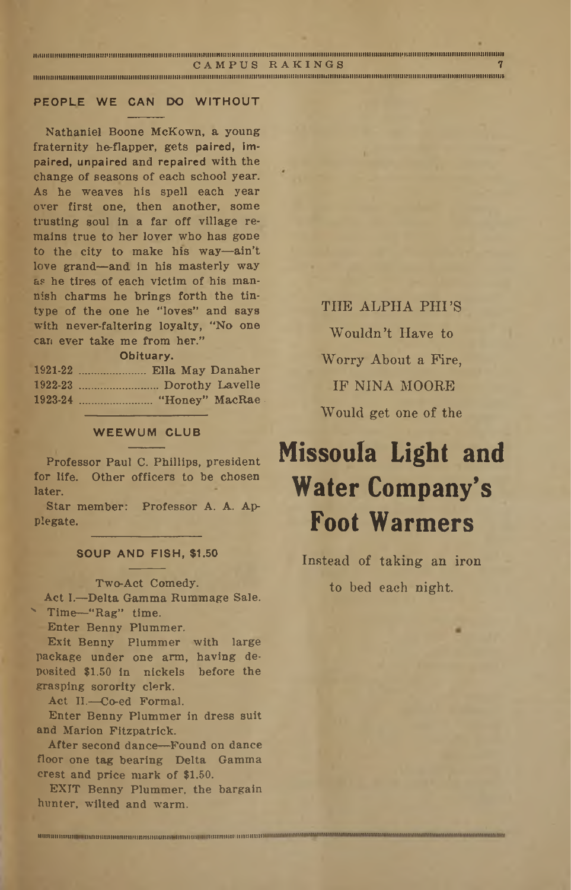## PEOPLE WE CAN DO WITHOUT

Nathaniel Boone McKown, a young fraternity he-flapper, gets paired, impaired, unpaired and repaired with the change of seasons of each school year. As he weaves his spell each year over first one, then another, some trusting soul in a far off village remains true to her lover who has gone to the city to make his way—ain't love grand—and in his masterly way as he tires of each victim of his mannish charms he brings forth the tintype of the one he "loves" and says with never-faltering loyalty, "No one can ever take me from her."

**Obituary.**

1921-22 ........................ Ella May Danaher
1922-23 .......................... Dorothy Lavelle
1923-24 ........................ "Honey" MacRae

## WEEWUM CLUB

Professor Paul C. Phillips, president for life. Other officers to be chosen later.

Star member: Professor A. A. Applegate.

## SOUP AND FISH, $1.50

Two-Act Comedy.

Act I.—Delta Gamma Rummage Sale.

Time—"Rag" time.

Enter Benny Plummer.

Exit Benny Plummer with large package under one arm, having deposited $1.50 in nickels before the grasping sorority clerk.

Act II.—Co-ed Formal.

Enter Benny Plummer in dress suit and Marion Fitzpatrick.

After second dance—Found on dance floor one tag bearing Delta Gamma crest and price mark of $1.50.

EXIT Benny Plummer, the bargain hunter, wilted and warm.

THE ALPHA PHI'S

Wouldn't Have to

Worry About a Fire,

IF NINA MOORE

Would get one of the

# Missoula Light and Water Company's Foot Warmers

Instead of taking an iron

to bed each night.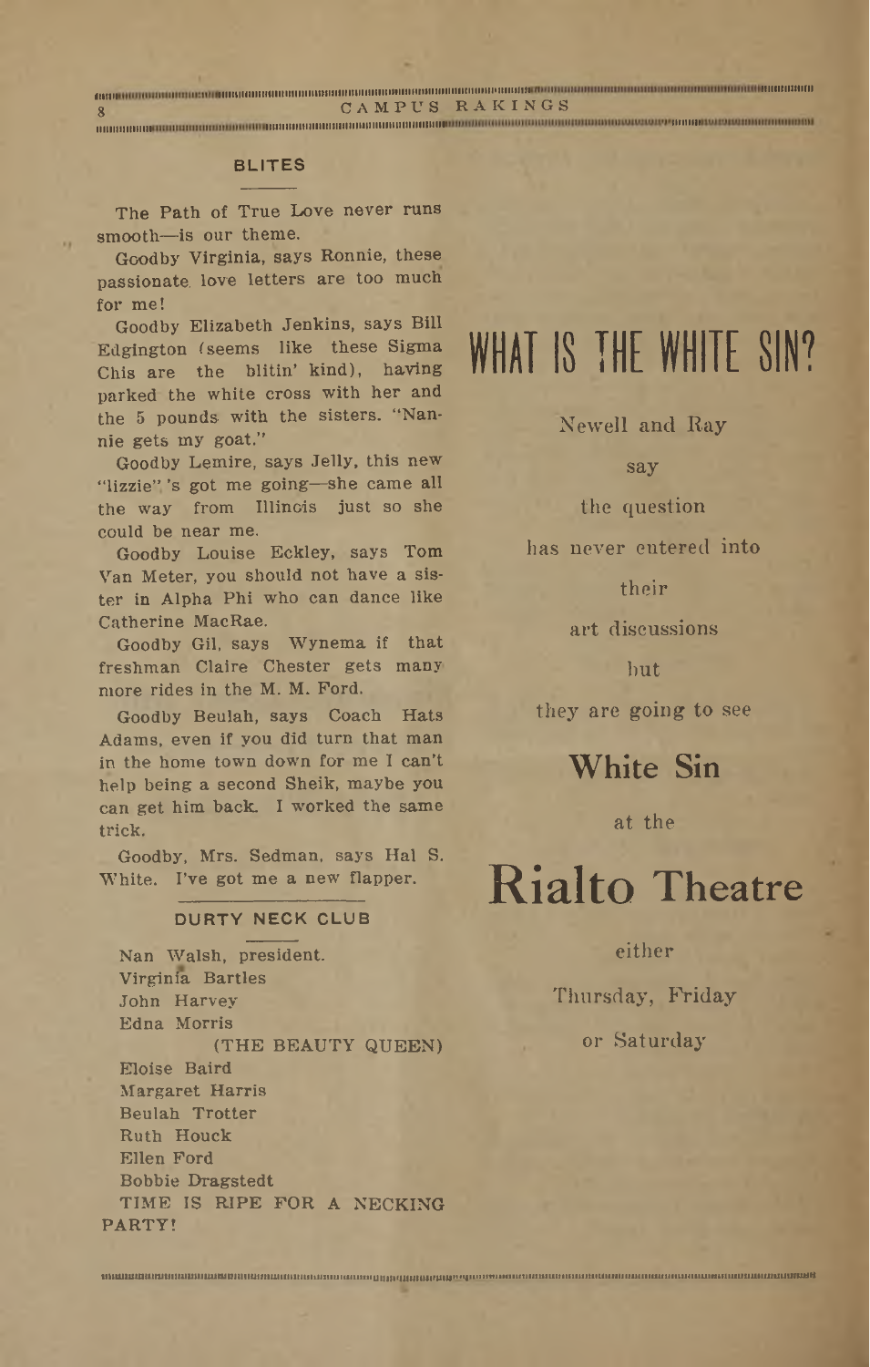## BLITES

The Path of True Love never runs smooth—is our theme.

Goodby Virginia, says Ronnie, these passionate love letters are too much for me!

Goodby Elizabeth Jenkins, says Bill Edgington (seems like these Sigma Chis are the blitin' kind), having parked the white cross with her and the 5 pounds with the sisters. "Nannie gets my goat."

Goodby Lemire, says Jelly, this new "lizzie" 's got me going—she came all the way from Illinois just so she could be near me.

Goodby Louise Eckley, says Tom Van Meter, you should not have a sister in Alpha Phi who can dance like Catherine MacRae.

Goodby Gil, says Wynema if that freshman Claire Chester gets many more rides in the M. M. Ford.

Goodby Beulah, says Coach Hats Adams, even if you did turn that man in the home town down for me I can't help being a second Sheik, maybe you can get him back. I worked the same trick.

Goodby, Mrs. Sedman, says Hal S. White. I've got me a new flapper.

## DURTY NECK CLUB

Nan Walsh, president.
Virginia Bartles
John Harvey
Edna Morris
(THE BEAUTY QUEEN)
Eloise Baird
Margaret Harris
Beulah Trotter
Ruth Houck
Ellen Ford
Bobbie Dragstedt

TIME IS RIPE FOR A NECKING PARTY!

# WHAT IS THE WHITE SIN?

Newell and Ray

say

the question

has never entered into

their

art discussions

but

they are going to see

## White Sin

at the

# Rialto Theatre

either

Thursday, Friday

or Saturday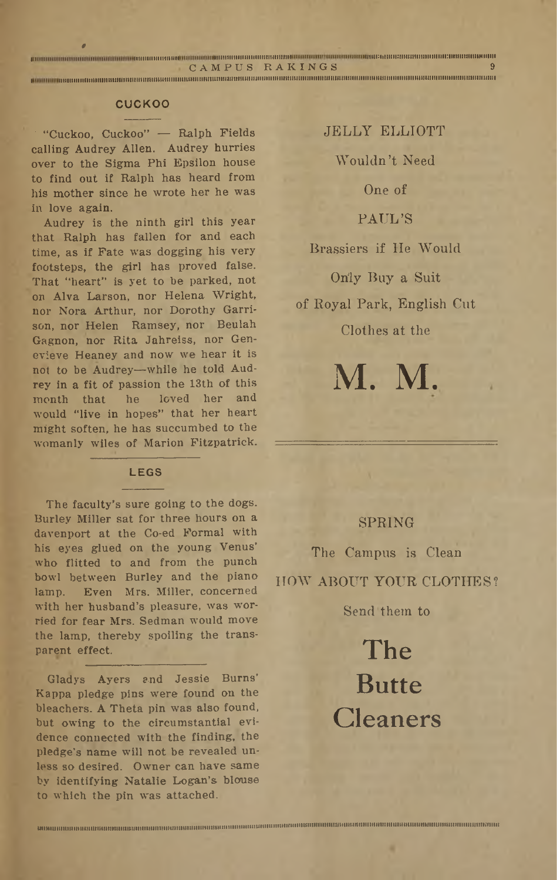## CUCKOO

"Cuckoo, Cuckoo" — Ralph Fields calling Audrey Allen. Audrey hurries over to the Sigma Phi Epsilon house to find out if Ralph has heard from his mother since he wrote her he was in love again.

Audrey is the ninth girl this year that Ralph has fallen for and each time, as if Fate was dogging his very footsteps, the girl has proved false. That "heart" is yet to be parked, not on Alva Larson, nor Helena Wright, nor Nora Arthur, nor Dorothy Garrison, nor Helen Ramsey, nor Beulah Gagnon, nor Rita Jahreiss, nor Genevieve Heaney and now we hear it is not to be Audrey—while he told Audrey in a fit of passion the 13th of this month that he loved her and would "live in hopes" that her heart might soften, he has succumbed to the womanly wiles of Marion Fitzpatrick.

## LEGS

The faculty's sure going to the dogs. Burley Miller sat for three hours on a davenport at the Co-ed Formal with his eyes glued on the young Venus' who flitted to and from the punch bowl between Burley and the piano lamp. Even Mrs. Miller, concerned with her husband's pleasure, was worried for fear Mrs. Sedman would move the lamp, thereby spoiling the transparent effect.

Gladys Ayers and Jessie Burns' Kappa pledge pins were found on the bleachers. A Theta pin was also found, but owing to the circumstantial evidence connected with the finding, the pledge's name will not be revealed unless so desired. Owner can have same by identifying Natalie Logan's blouse to which the pin was attached.

JELLY ELLIOTT

Wouldn't Need

One of

PAUL'S

Brassiers if He Would

Only Buy a Suit

of Royal Park, English Cut

Clothes at the

# M. M.

SPRING

The Campus is Clean

HOW ABOUT YOUR CLOTHES?

Send them to

# The Butte Cleaners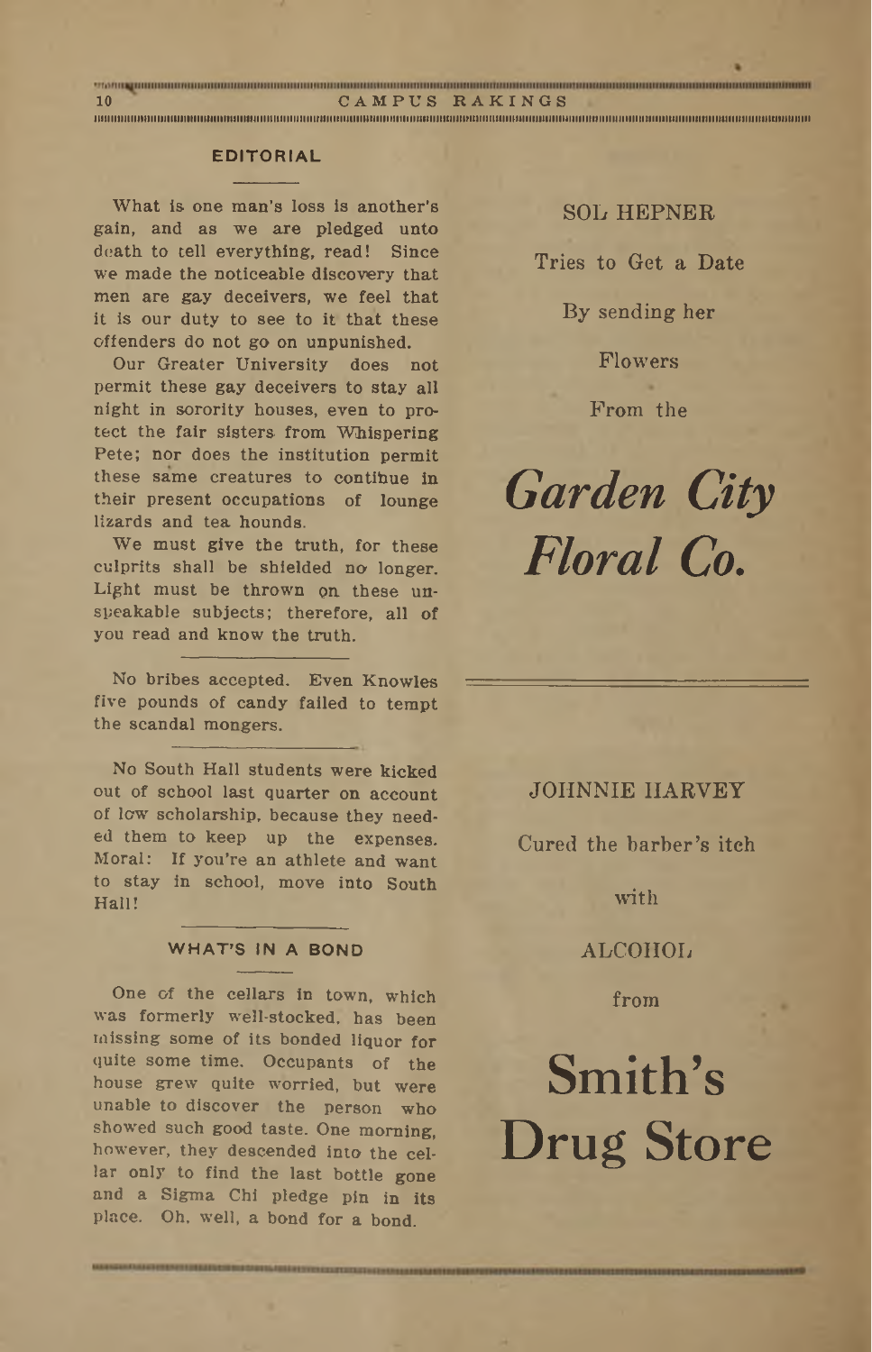## EDITORIAL

What is one man's loss is another's gain, and as we are pledged unto death to tell everything, read! Since we made the noticeable discovery that men are gay deceivers, we feel that it is our duty to see to it that these offenders do not go on unpunished.

Our Greater University does not permit these gay deceivers to stay all night in sorority houses, even to protect the fair sisters from Whispering Pete; nor does the institution permit these same creatures to continue in their present occupations of lounge lizards and tea hounds.

We must give the truth, for these culprits shall be shielded no longer. Light must be thrown on these unspeakable subjects; therefore, all of you read and know the truth.

---

No bribes accepted. Even Knowles five pounds of candy failed to tempt the scandal mongers.

---

No South Hall students were kicked out of school last quarter on account of low scholarship, because they needed them to keep up the expenses. Moral: If you're an athlete and want to stay in school, move into South Hall!

---

## WHAT'S IN A BOND

One of the cellars in town, which was formerly well-stocked, has been missing some of its bonded liquor for quite some time. Occupants of the house grew quite worried, but were unable to discover the person who showed such good taste. One morning, however, they descended into the cellar only to find the last bottle gone and a Sigma Chi pledge pin in its place. Oh, well, a bond for a bond.

---

SOL HEPNER

Tries to Get a Date

By sending her

Flowers

From the

# *Garden City Floral Co.*

---

JOHNNIE HARVEY

Cured the barber's itch

with

ALCOHOL

from

# Smith's Drug Store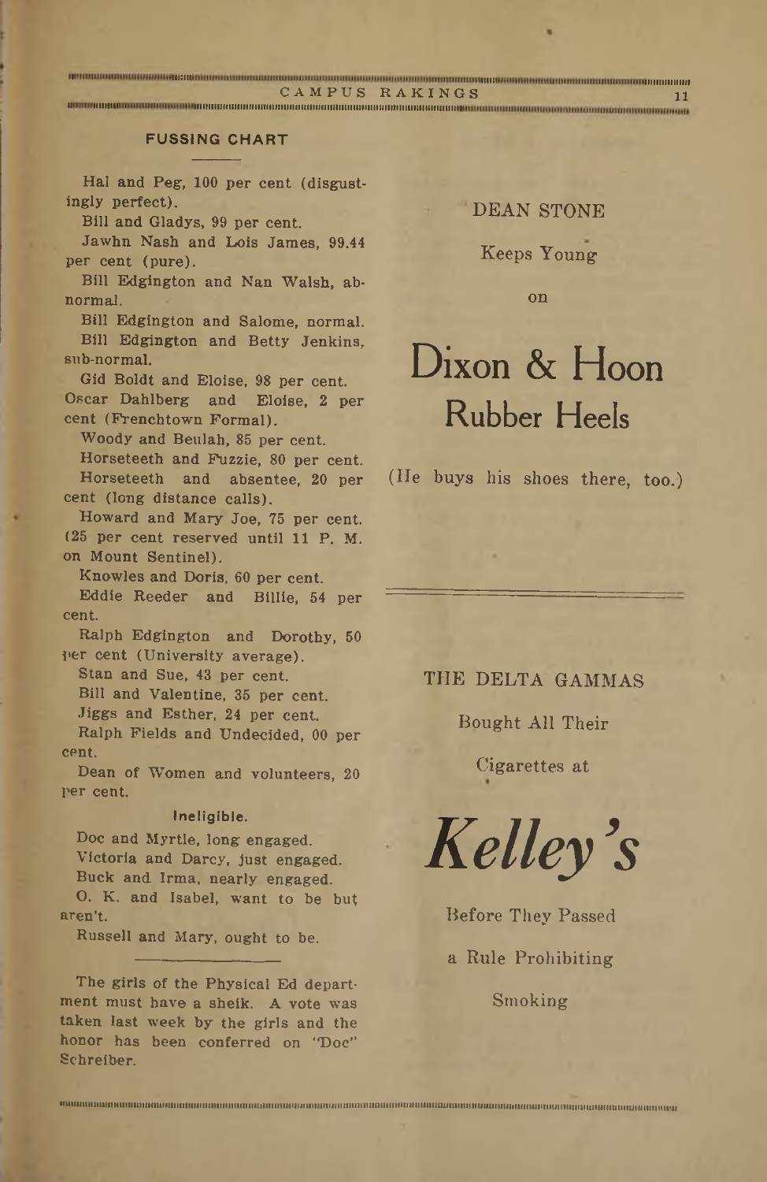## FUSSING CHART

Hal and Peg, 100 per cent (disgustingly perfect).

Bill and Gladys, 99 per cent.

Jawhn Nash and Lois James, 99.44 per cent (pure).

Bill Edgington and Nan Walsh, abnormal.

Bill Edgington and Salome, normal.

Bill Edgington and Betty Jenkins, sub-normal.

Gid Boldt and Eloise, 98 per cent.

Oscar Dahlberg and Eloise, 2 per cent (Frenchtown Formal).

Woody and Beulah, 85 per cent.

Horseteeth and Fuzzie, 80 per cent.

Horseteeth and absentee, 20 per cent (long distance calls).

Howard and Mary Joe, 75 per cent. (25 per cent reserved until 11 P. M. on Mount Sentinel).

Knowles and Doris, 60 per cent.

Eddie Reeder and Billie, 54 per cent.

Ralph Edgington and Dorothy, 50 per cent (University average).

Stan and Sue, 43 per cent.

Bill and Valentine, 35 per cent.

Jiggs and Esther, 24 per cent.

Ralph Fields and Undecided, 00 per cent.

Dean of Women and volunteers, 20 per cent.

**Ineligible.**

Doc and Myrtle, long engaged.

Victoria and Darcy, just engaged.

Buck and Irma, nearly engaged.

O. K. and Isabel, want to be but aren't.

Russell and Mary, ought to be.

---

The girls of the Physical Ed department must have a sheik. A vote was taken last week by the girls and the honor has been conferred on "Doc" Schreiber.

---

DEAN STONE

Keeps Young

on

# Dixon & Hoon Rubber Heels

(He buys his shoes there, too.)

---

THE DELTA GAMMAS

Bought All Their

Cigarettes at

*Kelley's*

Before They Passed

a Rule Prohibiting

Smoking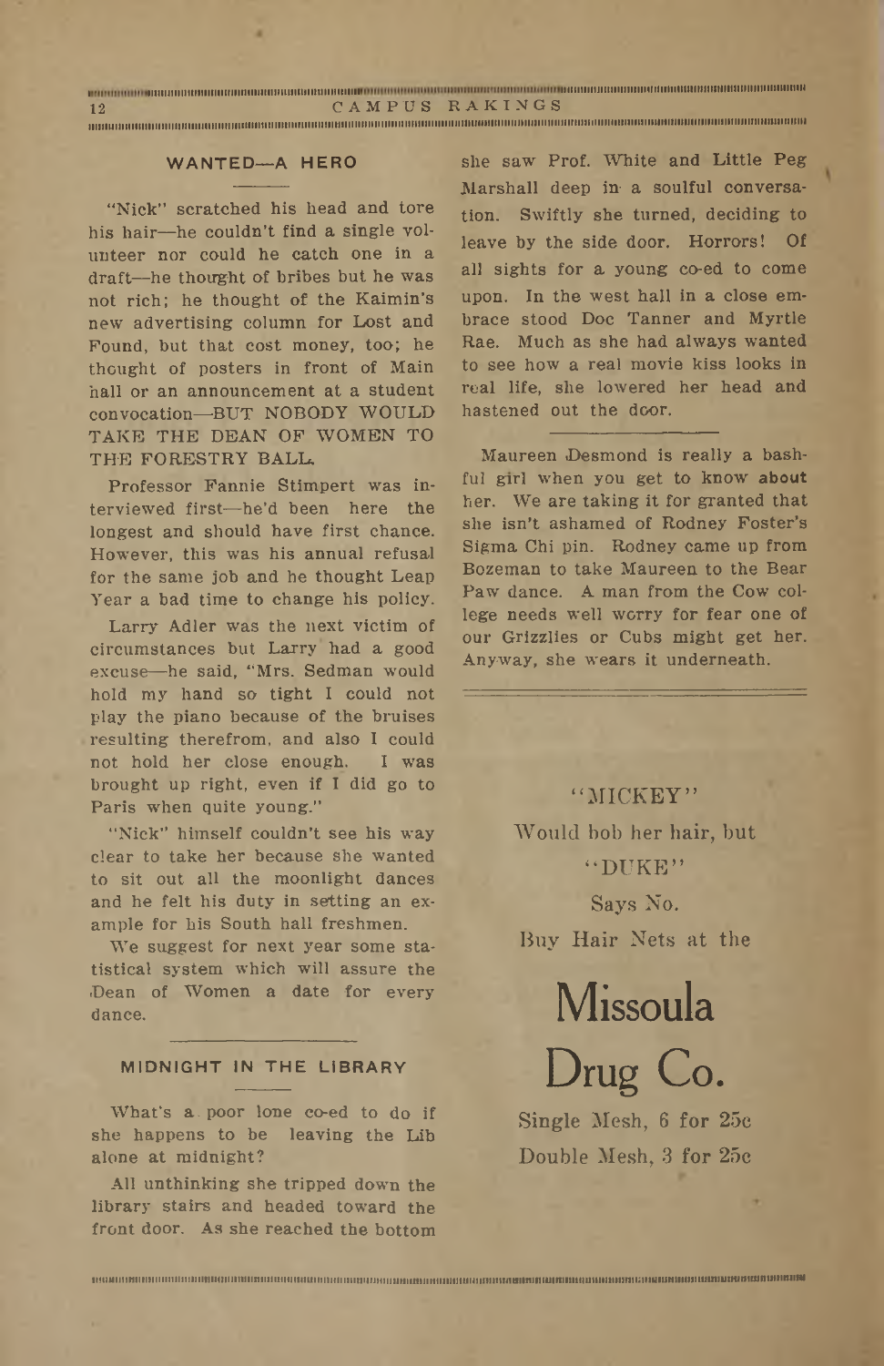## WANTED—A HERO

"Nick" scratched his head and tore his hair—he couldn't find a single volunteer nor could he catch one in a draft—he thought of bribes but he was not rich; he thought of the Kaimin's new advertising column for Lost and Found, but that cost money, too; he thought of posters in front of Main hall or an announcement at a student convocation—BUT NOBODY WOULD TAKE THE DEAN OF WOMEN TO THE FORESTRY BALL.

Professor Fannie Stimpert was interviewed first—he'd been here the longest and should have first chance. However, this was his annual refusal for the same job and he thought Leap Year a bad time to change his policy.

Larry Adler was the next victim of circumstances but Larry had a good excuse—he said, "Mrs. Sedman would hold my hand so tight I could not play the piano because of the bruises resulting therefrom, and also I could not hold her close enough. I was brought up right, even if I did go to Paris when quite young."

"Nick" himself couldn't see his way clear to take her because she wanted to sit out all the moonlight dances and he felt his duty in setting an example for his South hall freshmen.

We suggest for next year some statistical system which will assure the Dean of Women a date for every dance.

## MIDNIGHT IN THE LIBRARY

What's a poor lone co-ed to do if she happens to be leaving the Lib alone at midnight?

All unthinking she tripped down the library stairs and headed toward the front door. As she reached the bottom she saw Prof. White and Little Peg Marshall deep in a soulful conversation. Swiftly she turned, deciding to leave by the side door. Horrors! Of all sights for a young co-ed to come upon. In the west hall in a close embrace stood Doc Tanner and Myrtle Rae. Much as she had always wanted to see how a real movie kiss looks in real life, she lowered her head and hastened out the door.

---

Maureen Desmond is really a bashful girl when you get to know **about** her. We are taking it for granted that she isn't ashamed of Rodney Foster's Sigma Chi pin. Rodney came up from Bozeman to take Maureen to the Bear Paw dance. A man from the Cow college needs well worry for fear one of our Grizzlies or Cubs might get her. Anyway, she wears it underneath.

---

"MICKEY"

Would bob her hair, but

"DUKE"

Says No.

Buy Hair Nets at the

# Missoula Drug Co.

Single Mesh, 6 for 25c

Double Mesh, 3 for 25c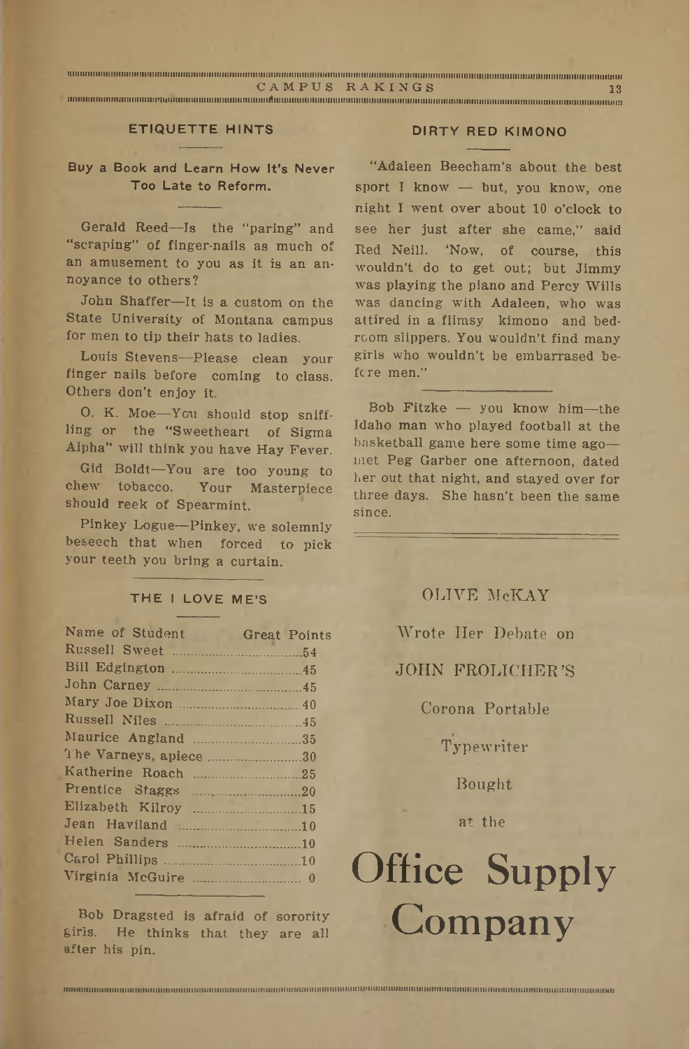## ETIQUETTE HINTS

**Buy a Book and Learn How It's Never Too Late to Reform.**

Gerald Reed—Is the "paring" and "scraping" of finger-nails as much of an amusement to you as it is an annoyance to others?

John Shaffer—It is a custom on the State University of Montana campus for men to tip their hats to ladies.

Louis Stevens—Please clean your finger nails before coming to class. Others don't enjoy it.

O. K. Moe—You should stop sniffling or the "Sweetheart of Sigma Alpha" will think you have Hay Fever.

Gid Boldt—You are too young to chew tobacco. Your Masterpiece should reek of Spearmint.

Pinkey Logue—Pinkey, we solemnly beseech that when forced to pick your teeth you bring a curtain.

## THE I LOVE ME'S

| Name of Student | Great Points |
|---|---|
| Russell Sweet | 54 |
| Bill Edgington | 45 |
| John Carney | 45 |
| Mary Joe Dixon | 40 |
| Russell Niles | 45 |
| Maurice Angland | 35 |
| The Varneys, apiece | 30 |
| Katherine Roach | 25 |
| Prentice Staggs | 20 |
| Elizabeth Kilroy | 15 |
| Jean Haviland | 10 |
| Helen Sanders | 10 |
| Carol Phillips | 10 |
| Virginia McGuire | 0 |

Bob Dragsted is afraid of sorority girls. He thinks that they are all after his pin.

## DIRTY RED KIMONO

"Adaleen Beecham's about the best sport I know — but, you know, one night I went over about 10 o'clock to see her just after she came," said Red Neill. 'Now, of course, this wouldn't do to get out; but Jimmy was playing the piano and Percy Wills was dancing with Adaleen, who was attired in a flimsy kimono and bedroom slippers. You wouldn't find many girls who wouldn't be embarrased before men."

Bob Fitzke — you know him—the Idaho man who played football at the basketball game here some time ago—met Peg Garber one afternoon, dated her out that night, and stayed over for three days. She hasn't been the same since.

OLIVE McKAY

Wrote Her Debate on

JOHN FROLICHER'S

Corona Portable

Typewriter

Bought

at the

# Office Supply Company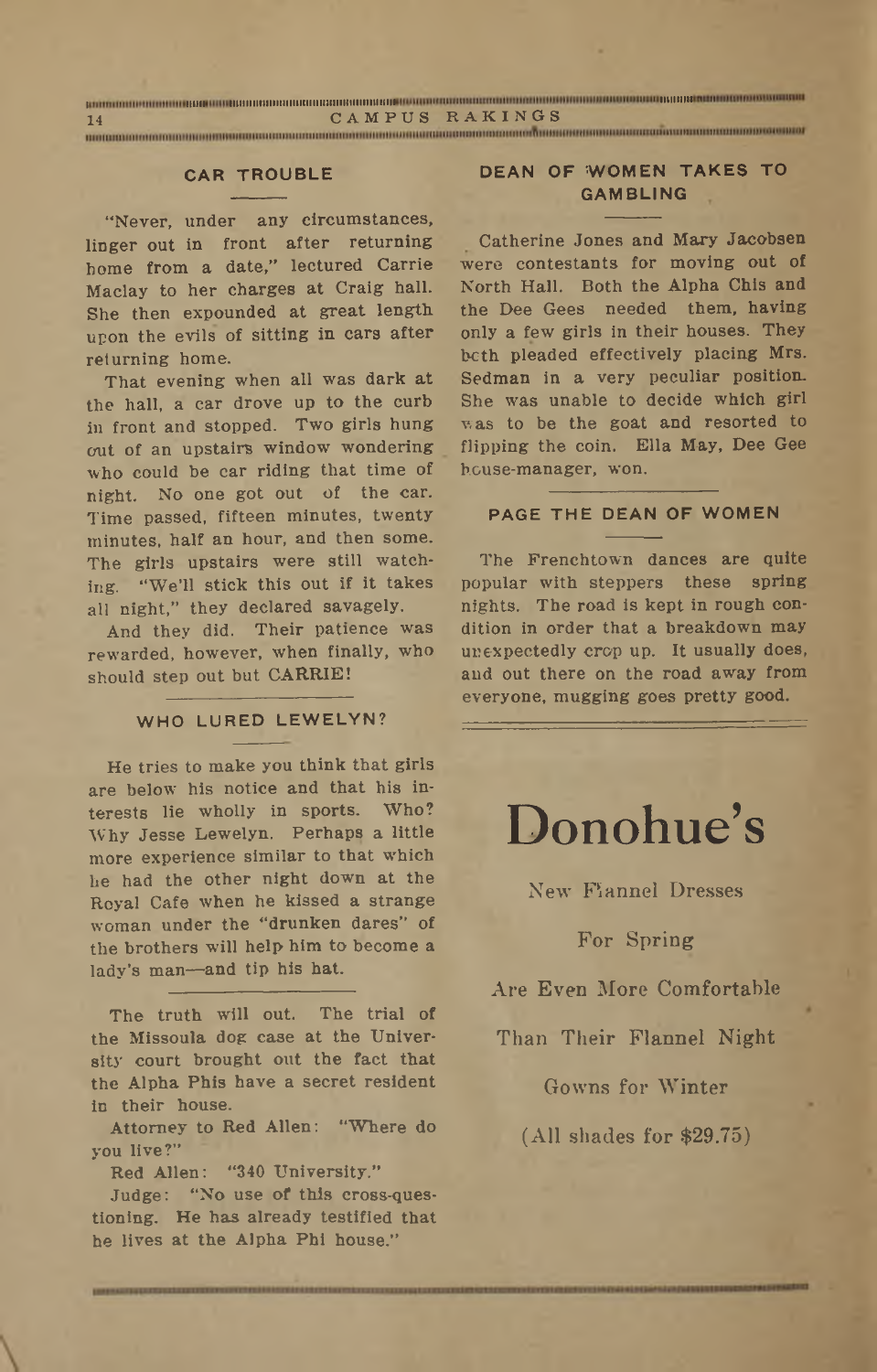## CAR TROUBLE

"Never, under any circumstances, linger out in front after returning home from a date," lectured Carrie Maclay to her charges at Craig hall. She then expounded at great length upon the evils of sitting in cars after returning home.

That evening when all was dark at the hall, a car drove up to the curb in front and stopped. Two girls hung out of an upstairs window wondering who could be car riding that time of night. No one got out of the car. Time passed, fifteen minutes, twenty minutes, half an hour, and then some. The girls upstairs were still watching. "We'll stick this out if it takes all night," they declared savagely.

And they did. Their patience was rewarded, however, when finally, who should step out but CARRIE!

## WHO LURED LEWELYN?

He tries to make you think that girls are below his notice and that his interests lie wholly in sports. Who? Why Jesse Lewelyn. Perhaps a little more experience similar to that which he had the other night down at the Royal Cafe when he kissed a strange woman under the "drunken dares" of the brothers will help him to become a lady's man—and tip his hat.

---

The truth will out. The trial of the Missoula dog case at the University court brought out the fact that the Alpha Phis have a secret resident in their house.

Attorney to Red Allen: "Where do you live?"

Red Allen: "340 University."

Judge: "No use of this cross-questioning. He has already testified that he lives at the Alpha Phi house."

## DEAN OF WOMEN TAKES TO GAMBLING

Catherine Jones and Mary Jacobsen were contestants for moving out of North Hall. Both the Alpha Chis and the Dee Gees needed them, having only a few girls in their houses. They both pleaded effectively placing Mrs. Sedman in a very peculiar position. She was unable to decide which girl was to be the goat and resorted to flipping the coin. Ella May, Dee Gee house-manager, won.

## PAGE THE DEAN OF WOMEN

The Frenchtown dances are quite popular with steppers these spring nights. The road is kept in rough condition in order that a breakdown may unexpectedly crop up. It usually does, and out there on the road away from everyone, mugging goes pretty good.

---

# Donohue's

New Flannel Dresses

For Spring

Are Even More Comfortable

Than Their Flannel Night

Gowns for Winter

(All shades for $29.75)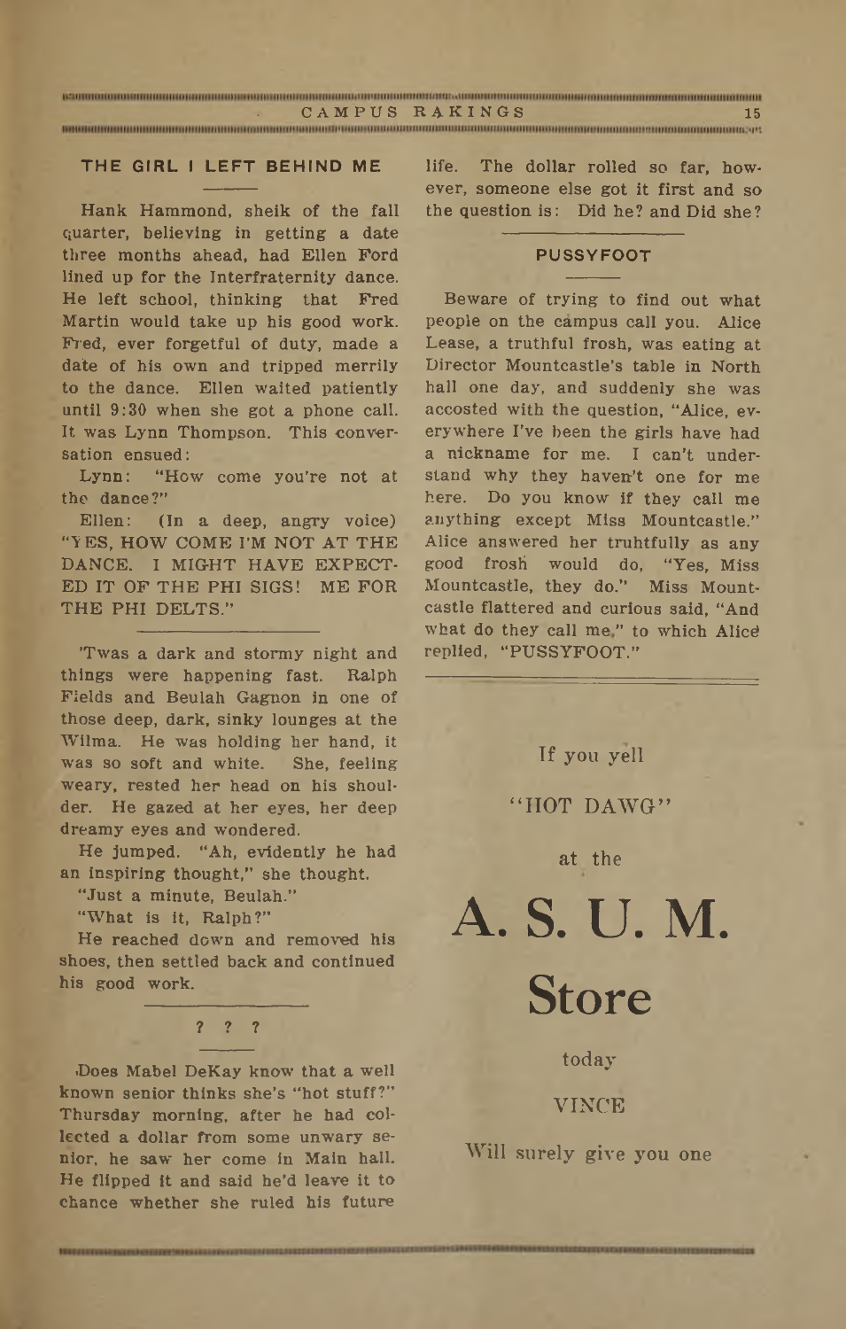## THE GIRL I LEFT BEHIND ME

Hank Hammond, sheik of the fall quarter, believing in getting a date three months ahead, had Ellen Ford lined up for the Interfraternity dance. He left school, thinking that Fred Martin would take up his good work. Fred, ever forgetful of duty, made a date of his own and tripped merrily to the dance. Ellen waited patiently until 9:30 when she got a phone call. It was Lynn Thompson. This conversation ensued:

Lynn: "How come you're not at the dance?"

Ellen: (In a deep, angry voice) "YES, HOW COME I'M NOT AT THE DANCE. I MIGHT HAVE EXPECTED IT OF THE PHI SIGS! ME FOR THE PHI DELTS."

---

'Twas a dark and stormy night and things were happening fast. Ralph Fields and Beulah Gagnon in one of those deep, dark, sinky lounges at the Wilma. He was holding her hand, it was so soft and white. She, feeling weary, rested her head on his shoulder. He gazed at her eyes, her deep dreamy eyes and wondered.

He jumped. "Ah, evidently he had an inspiring thought," she thought.

"Just a minute, Beulah."

"What is it, Ralph?"

He reached down and removed his shoes, then settled back and continued his good work.

---

? ? ?

Does Mabel DeKay know that a well known senior thinks she's "hot stuff?" Thursday morning, after he had collected a dollar from some unwary senior, he saw her come in Main hall. He flipped it and said he'd leave it to chance whether she ruled his future life. The dollar rolled so far, however, someone else got it first and so the question is: Did he? and Did she?

## PUSSYFOOT

Beware of trying to find out what people on the campus call you. Alice Lease, a truthful frosh, was eating at Director Mountcastle's table in North hall one day, and suddenly she was accosted with the question, "Alice, everywhere I've been the girls have had a nickname for me. I can't understand why they haven't one for me here. Do you know if they call me anything except Miss Mountcastle." Alice answered her truhtfully as any good frosh would do, "Yes, Miss Mountcastle, they do." Miss Mountcastle flattered and curious said, "And what do they call me," to which Alice replied, "PUSSYFOOT."

---

If you yell

"HOT DAWG"

at the

# A. S. U. M.

# Store

today

VINCE

Will surely give you one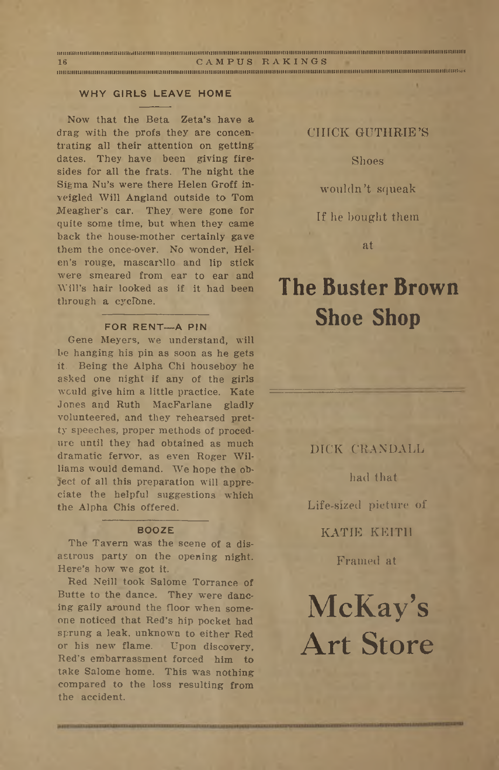### WHY GIRLS LEAVE HOME

Now that the Beta Zeta's have a drag with the profs they are concentrating all their attention on getting dates. They have been giving firesides for all the frats. The night the Sigma Nu's were there Helen Groff inveigled Will Angland outside to Tom Meagher's car. They were gone for quite some time, but when they came back the house-mother certainly gave them the once-over. No wonder, Helen's rouge, mascarillo and lip stick were smeared from ear to ear and Will's hair looked as if it had been through a cyclone.

### FOR RENT—A PIN

Gene Meyers, we understand, will be hanging his pin as soon as he gets it. Being the Alpha Chi houseboy he asked one night if any of the girls would give him a little practice. Kate Jones and Ruth MacFarlane gladly volunteered, and they rehearsed pretty speeches, proper methods of procedure until they had obtained as much dramatic fervor, as even Roger Williams would demand. We hope the object of all this preparation will appreciate the helpful suggestions which the Alpha Chis offered.

### BOOZE

The Tavern was the scene of a disastrous party on the opening night. Here's how we got it.

Red Neill took Salome Torrance of Butte to the dance. They were dancing gaily around the floor when someone noticed that Red's hip pocket had sprung a leak, unknown to either Red or his new flame. Upon discovery, Red's embarrassment forced him to take Salome home. This was nothing compared to the loss resulting from the accident.

CHICK GUTHRIE'S

Shoes

wouldn't squeak

If he bought them

at

# The Buster Brown Shoe Shop

---

DICK CRANDALL

had that

Life-sized picture of

KATIE KEITH

Framed at

# McKay's Art Store